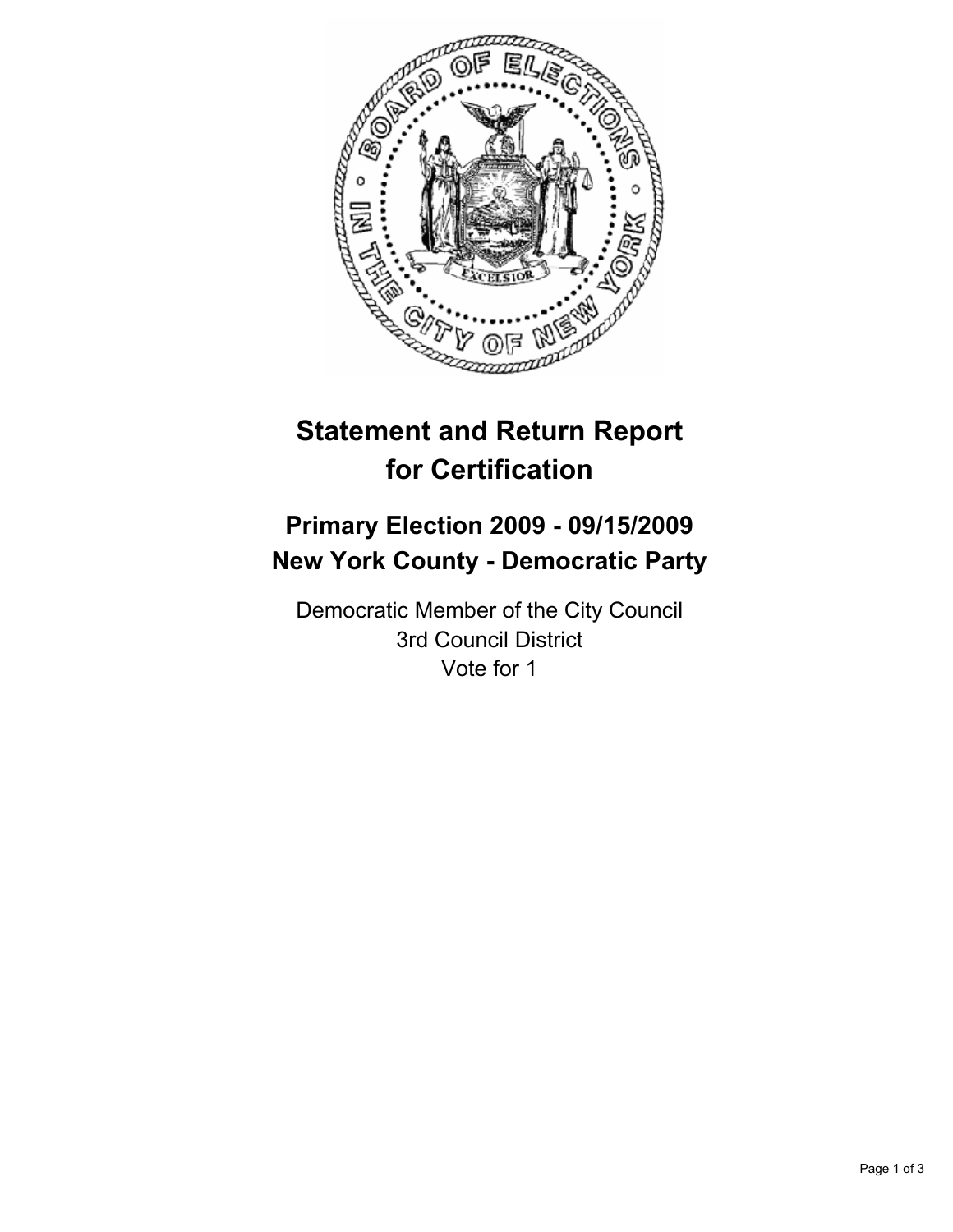# Statement and Return Report for Certification

## Primary Election 2009 - 09/15/2009
## New York County - Democratic Party

Democratic Member of the City Council
3rd Council District
Vote for 1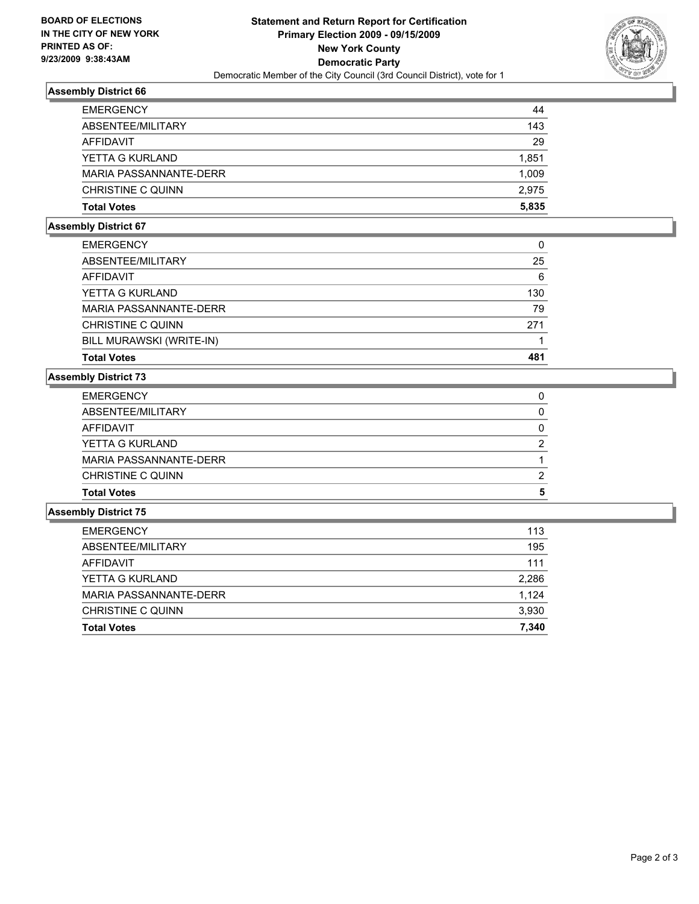**BOARD OF ELECTIONS IN THE CITY OF NEW YORK PRINTED AS OF: 9/23/2009 9:38:43AM**

**Statement and Return Report for Certification**
**Primary Election 2009 - 09/15/2009**
**New York County**
**Democratic Party**
Democratic Member of the City Council (3rd Council District), vote for 1

### Assembly District 66

| | |
|---|---|
| EMERGENCY | 44 |
| ABSENTEE/MILITARY | 143 |
| AFFIDAVIT | 29 |
| YETTA G KURLAND | 1,851 |
| MARIA PASSANNANTE-DERR | 1,009 |
| CHRISTINE C QUINN | 2,975 |
| **Total Votes** | **5,835** |

### Assembly District 67

| | |
|---|---|
| EMERGENCY | 0 |
| ABSENTEE/MILITARY | 25 |
| AFFIDAVIT | 6 |
| YETTA G KURLAND | 130 |
| MARIA PASSANNANTE-DERR | 79 |
| CHRISTINE C QUINN | 271 |
| BILL MURAWSKI (WRITE-IN) | 1 |
| **Total Votes** | **481** |

### Assembly District 73

| | |
|---|---|
| EMERGENCY | 0 |
| ABSENTEE/MILITARY | 0 |
| AFFIDAVIT | 0 |
| YETTA G KURLAND | 2 |
| MARIA PASSANNANTE-DERR | 1 |
| CHRISTINE C QUINN | 2 |
| **Total Votes** | **5** |

### Assembly District 75

| | |
|---|---|
| EMERGENCY | 113 |
| ABSENTEE/MILITARY | 195 |
| AFFIDAVIT | 111 |
| YETTA G KURLAND | 2,286 |
| MARIA PASSANNANTE-DERR | 1,124 |
| CHRISTINE C QUINN | 3,930 |
| **Total Votes** | **7,340** |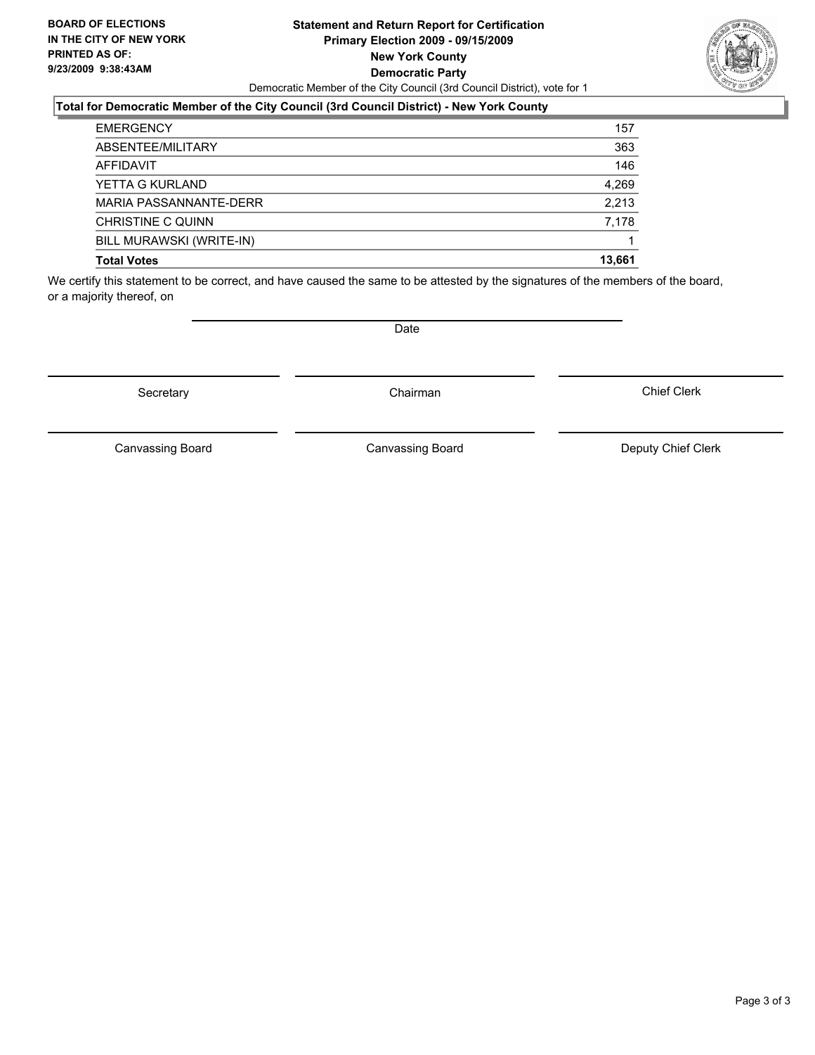**BOARD OF ELECTIONS IN THE CITY OF NEW YORK PRINTED AS OF: 9/23/2009 9:38:43AM**

**Statement and Return Report for Certification**
**Primary Election 2009 - 09/15/2009**
**New York County**
**Democratic Party**
Democratic Member of the City Council (3rd Council District), vote for 1

**Total for Democratic Member of the City Council (3rd Council District) - New York County**

| | |
|---|---|
| EMERGENCY | 157 |
| ABSENTEE/MILITARY | 363 |
| AFFIDAVIT | 146 |
| YETTA G KURLAND | 4,269 |
| MARIA PASSANNANTE-DERR | 2,213 |
| CHRISTINE C QUINN | 7,178 |
| BILL MURAWSKI (WRITE-IN) | 1 |
| **Total Votes** | **13,661** |

We certify this statement to be correct, and have caused the same to be attested by the signatures of the members of the board, or a majority thereof, on

Date

Secretary    Chairman    Chief Clerk

Canvassing Board    Canvassing Board    Deputy Chief Clerk